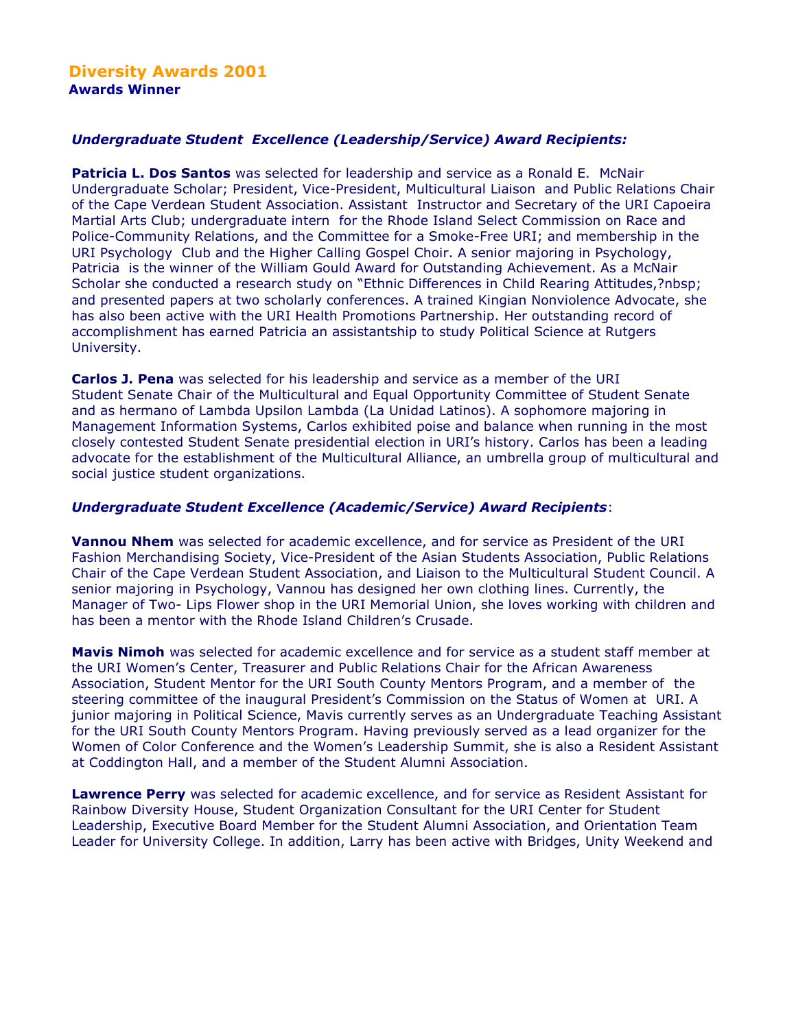## Diversity Awards 2001

**Awards Winner**

### *Undergraduate Student Excellence (Leadership/Service) Award Recipients:*

**Patricia L. Dos Santos** was selected for leadership and service as a Ronald E. McNair Undergraduate Scholar; President, Vice-President, Multicultural Liaison and Public Relations Chair of the Cape Verdean Student Association. Assistant Instructor and Secretary of the URI Capoeira Martial Arts Club; undergraduate intern for the Rhode Island Select Commission on Race and Police-Community Relations, and the Committee for a Smoke-Free URI; and membership in the URI Psychology Club and the Higher Calling Gospel Choir. A senior majoring in Psychology, Patricia is the winner of the William Gould Award for Outstanding Achievement. As a McNair Scholar she conducted a research study on "Ethnic Differences in Child Rearing Attitudes,?nbsp; and presented papers at two scholarly conferences. A trained Kingian Nonviolence Advocate, she has also been active with the URI Health Promotions Partnership. Her outstanding record of accomplishment has earned Patricia an assistantship to study Political Science at Rutgers University.

**Carlos J. Pena** was selected for his leadership and service as a member of the URI Student Senate Chair of the Multicultural and Equal Opportunity Committee of Student Senate and as hermano of Lambda Upsilon Lambda (La Unidad Latinos). A sophomore majoring in Management Information Systems, Carlos exhibited poise and balance when running in the most closely contested Student Senate presidential election in URI's history. Carlos has been a leading advocate for the establishment of the Multicultural Alliance, an umbrella group of multicultural and social justice student organizations.

### *Undergraduate Student Excellence (Academic/Service) Award Recipients*:

**Vannou Nhem** was selected for academic excellence, and for service as President of the URI Fashion Merchandising Society, Vice-President of the Asian Students Association, Public Relations Chair of the Cape Verdean Student Association, and Liaison to the Multicultural Student Council. A senior majoring in Psychology, Vannou has designed her own clothing lines. Currently, the Manager of Two- Lips Flower shop in the URI Memorial Union, she loves working with children and has been a mentor with the Rhode Island Children's Crusade.

**Mavis Nimoh** was selected for academic excellence and for service as a student staff member at the URI Women's Center, Treasurer and Public Relations Chair for the African Awareness Association, Student Mentor for the URI South County Mentors Program, and a member of the steering committee of the inaugural President's Commission on the Status of Women at URI. A junior majoring in Political Science, Mavis currently serves as an Undergraduate Teaching Assistant for the URI South County Mentors Program. Having previously served as a lead organizer for the Women of Color Conference and the Women's Leadership Summit, she is also a Resident Assistant at Coddington Hall, and a member of the Student Alumni Association.

**Lawrence Perry** was selected for academic excellence, and for service as Resident Assistant for Rainbow Diversity House, Student Organization Consultant for the URI Center for Student Leadership, Executive Board Member for the Student Alumni Association, and Orientation Team Leader for University College. In addition, Larry has been active with Bridges, Unity Weekend and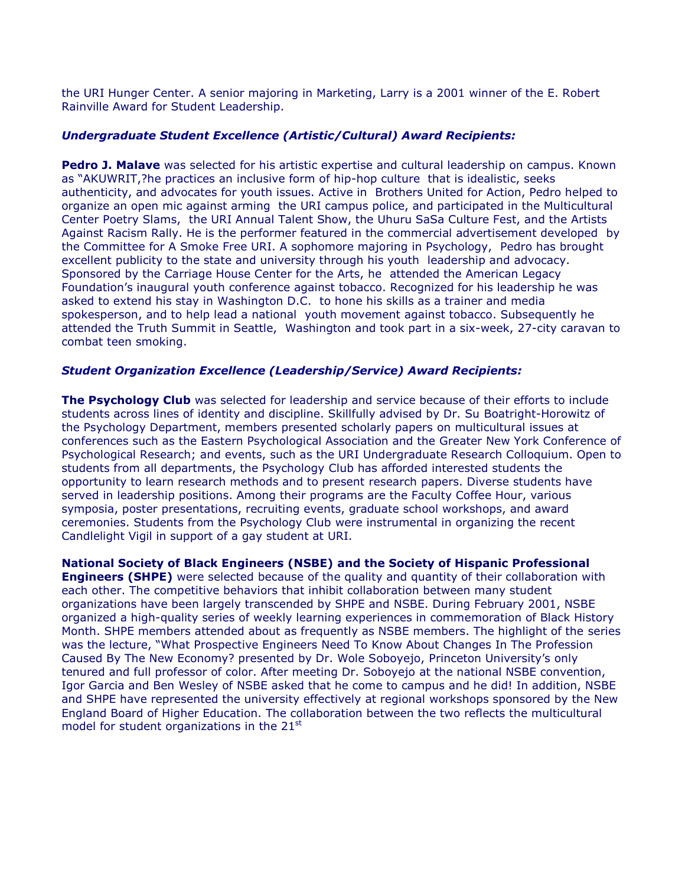the URI Hunger Center. A senior majoring in Marketing, Larry is a 2001 winner of the E. Robert Rainville Award for Student Leadership.

***Undergraduate Student Excellence (Artistic/Cultural) Award Recipients:***

**Pedro J. Malave** was selected for his artistic expertise and cultural leadership on campus. Known as "AKUWRIT,?he practices an inclusive form of hip-hop culture that is idealistic, seeks authenticity, and advocates for youth issues. Active in Brothers United for Action, Pedro helped to organize an open mic against arming the URI campus police, and participated in the Multicultural Center Poetry Slams, the URI Annual Talent Show, the Uhuru SaSa Culture Fest, and the Artists Against Racism Rally. He is the performer featured in the commercial advertisement developed by the Committee for A Smoke Free URI. A sophomore majoring in Psychology, Pedro has brought excellent publicity to the state and university through his youth leadership and advocacy. Sponsored by the Carriage House Center for the Arts, he attended the American Legacy Foundation's inaugural youth conference against tobacco. Recognized for his leadership he was asked to extend his stay in Washington D.C. to hone his skills as a trainer and media spokesperson, and to help lead a national youth movement against tobacco. Subsequently he attended the Truth Summit in Seattle, Washington and took part in a six-week, 27-city caravan to combat teen smoking.

***Student Organization Excellence (Leadership/Service) Award Recipients:***

**The Psychology Club** was selected for leadership and service because of their efforts to include students across lines of identity and discipline. Skillfully advised by Dr. Su Boatright-Horowitz of the Psychology Department, members presented scholarly papers on multicultural issues at conferences such as the Eastern Psychological Association and the Greater New York Conference of Psychological Research; and events, such as the URI Undergraduate Research Colloquium. Open to students from all departments, the Psychology Club has afforded interested students the opportunity to learn research methods and to present research papers. Diverse students have served in leadership positions. Among their programs are the Faculty Coffee Hour, various symposia, poster presentations, recruiting events, graduate school workshops, and award ceremonies. Students from the Psychology Club were instrumental in organizing the recent Candlelight Vigil in support of a gay student at URI.

**National Society of Black Engineers (NSBE) and the Society of Hispanic Professional Engineers (SHPE)** were selected because of the quality and quantity of their collaboration with each other. The competitive behaviors that inhibit collaboration between many student organizations have been largely transcended by SHPE and NSBE. During February 2001, NSBE organized a high-quality series of weekly learning experiences in commemoration of Black History Month. SHPE members attended about as frequently as NSBE members. The highlight of the series was the lecture, "What Prospective Engineers Need To Know About Changes In The Profession Caused By The New Economy? presented by Dr. Wole Soboyejo, Princeton University's only tenured and full professor of color. After meeting Dr. Soboyejo at the national NSBE convention, Igor Garcia and Ben Wesley of NSBE asked that he come to campus and he did! In addition, NSBE and SHPE have represented the university effectively at regional workshops sponsored by the New England Board of Higher Education. The collaboration between the two reflects the multicultural model for student organizations in the 21st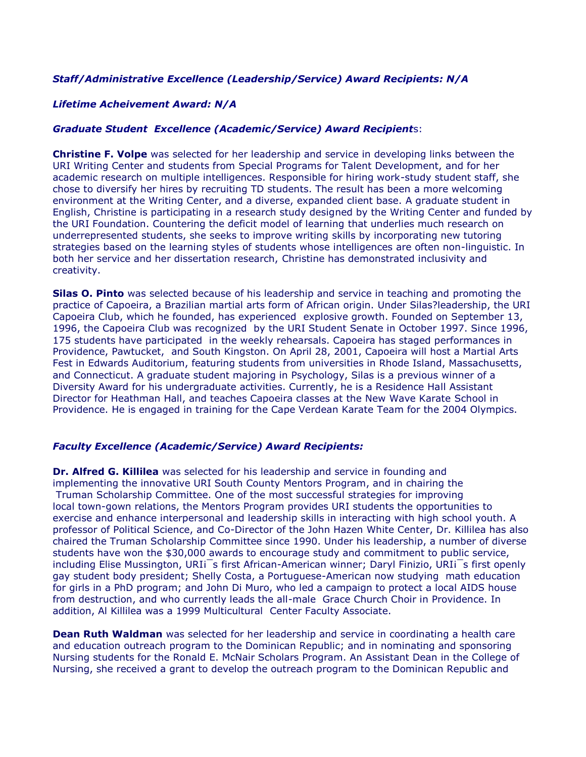***Staff/Administrative Excellence (Leadership/Service) Award Recipients: N/A***

***Lifetime Acheivement Award: N/A***

***Graduate Student Excellence (Academic/Service) Award Recipient****s*:

**Christine F. Volpe** was selected for her leadership and service in developing links between the URI Writing Center and students from Special Programs for Talent Development, and for her academic research on multiple intelligences. Responsible for hiring work-study student staff, she chose to diversify her hires by recruiting TD students. The result has been a more welcoming environment at the Writing Center, and a diverse, expanded client base. A graduate student in English, Christine is participating in a research study designed by the Writing Center and funded by the URI Foundation. Countering the deficit model of learning that underlies much research on underrepresented students, she seeks to improve writing skills by incorporating new tutoring strategies based on the learning styles of students whose intelligences are often non-linguistic. In both her service and her dissertation research, Christine has demonstrated inclusivity and creativity.

**Silas O. Pinto** was selected because of his leadership and service in teaching and promoting the practice of Capoeira, a Brazilian martial arts form of African origin. Under Silas?leadership, the URI Capoeira Club, which he founded, has experienced explosive growth. Founded on September 13, 1996, the Capoeira Club was recognized by the URI Student Senate in October 1997. Since 1996, 175 students have participated in the weekly rehearsals. Capoeira has staged performances in Providence, Pawtucket, and South Kingston. On April 28, 2001, Capoeira will host a Martial Arts Fest in Edwards Auditorium, featuring students from universities in Rhode Island, Massachusetts, and Connecticut. A graduate student majoring in Psychology, Silas is a previous winner of a Diversity Award for his undergraduate activities. Currently, he is a Residence Hall Assistant Director for Heathman Hall, and teaches Capoeira classes at the New Wave Karate School in Providence. He is engaged in training for the Cape Verdean Karate Team for the 2004 Olympics.

***Faculty Excellence (Academic/Service) Award Recipients:***

**Dr. Alfred G. Killilea** was selected for his leadership and service in founding and implementing the innovative URI South County Mentors Program, and in chairing the Truman Scholarship Committee. One of the most successful strategies for improving local town-gown relations, the Mentors Program provides URI students the opportunities to exercise and enhance interpersonal and leadership skills in interacting with high school youth. A professor of Political Science, and Co-Director of the John Hazen White Center, Dr. Killilea has also chaired the Truman Scholarship Committee since 1990. Under his leadership, a number of diverse students have won the $30,000 awards to encourage study and commitment to public service, including Elise Mussington, URIi¯s first African-American winner; Daryl Finizio, URIi¯s first openly gay student body president; Shelly Costa, a Portuguese-American now studying math education for girls in a PhD program; and John Di Muro, who led a campaign to protect a local AIDS house from destruction, and who currently leads the all-male Grace Church Choir in Providence. In addition, Al Killilea was a 1999 Multicultural Center Faculty Associate.

**Dean Ruth Waldman** was selected for her leadership and service in coordinating a health care and education outreach program to the Dominican Republic; and in nominating and sponsoring Nursing students for the Ronald E. McNair Scholars Program. An Assistant Dean in the College of Nursing, she received a grant to develop the outreach program to the Dominican Republic and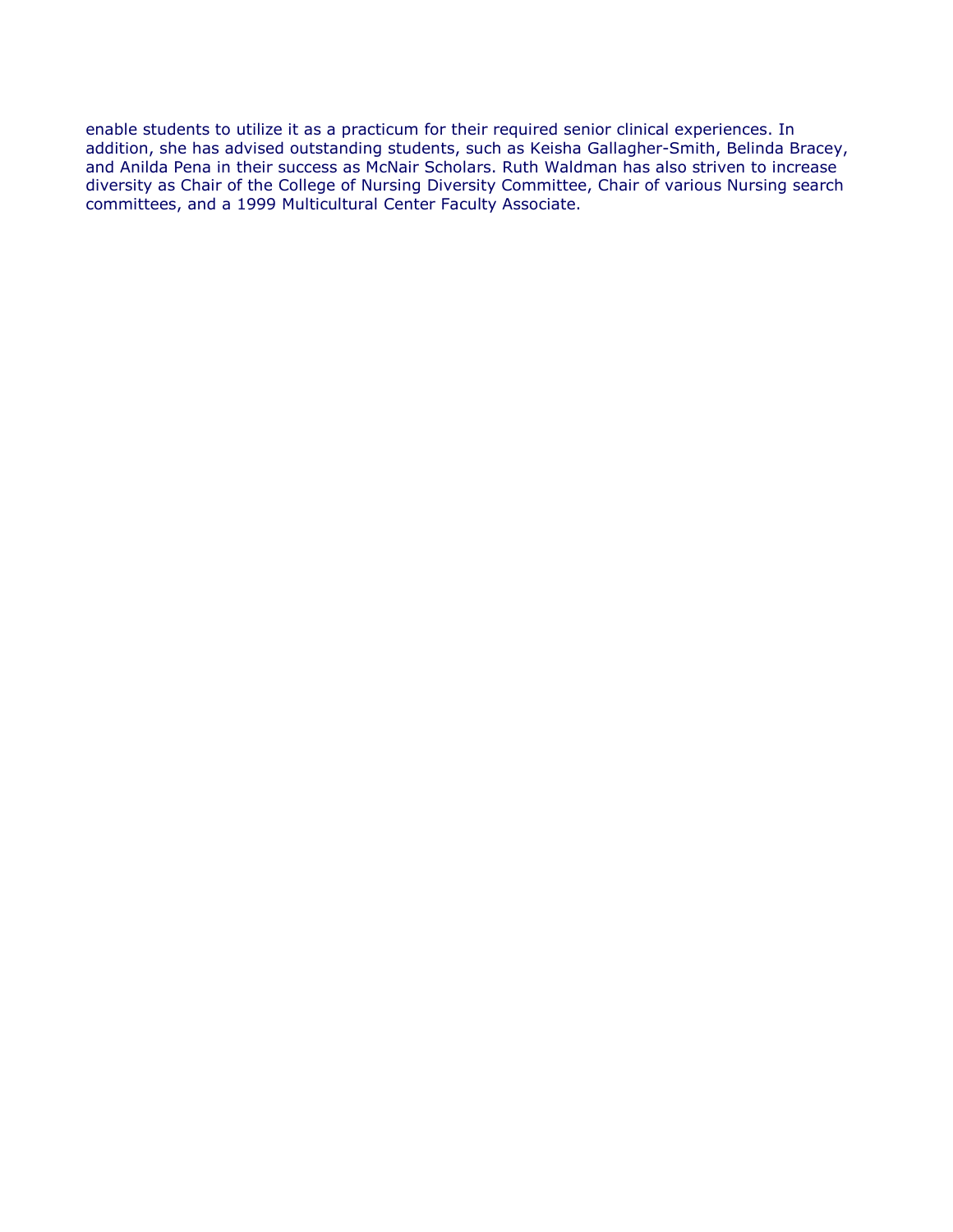enable students to utilize it as a practicum for their required senior clinical experiences. In addition, she has advised outstanding students, such as Keisha Gallagher-Smith, Belinda Bracey, and Anilda Pena in their success as McNair Scholars. Ruth Waldman has also striven to increase diversity as Chair of the College of Nursing Diversity Committee, Chair of various Nursing search committees, and a 1999 Multicultural Center Faculty Associate.